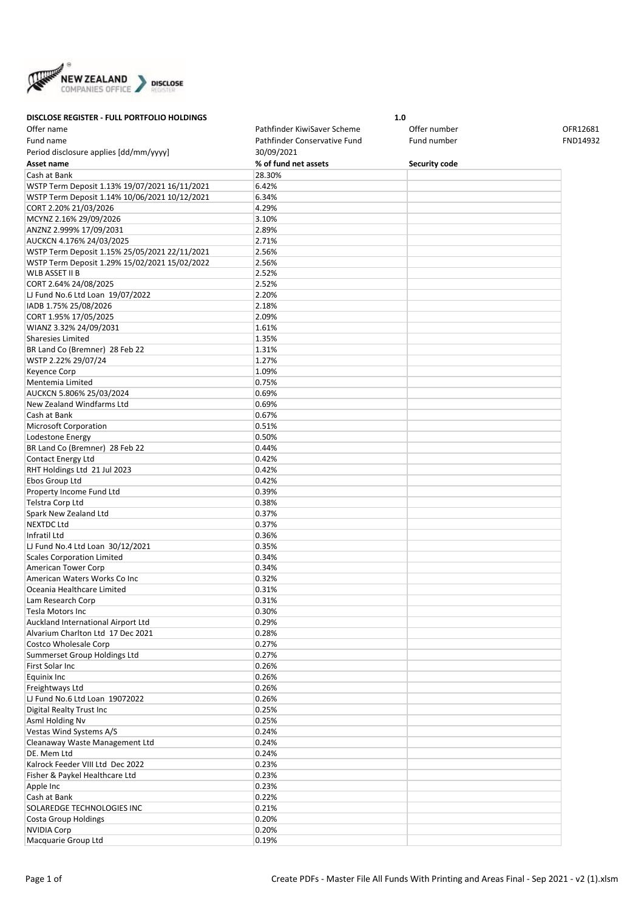**DISCLOSE REGISTER - FULL PORTFOLIO HOLDINGS** **1.0**

| | | | |
|---|---|---|---|
| Offer name | Pathfinder KiwiSaver Scheme | Offer number | OFR12681 |
| Fund name | Pathfinder Conservative Fund | Fund number | FND14932 |
| Period disclosure applies [dd/mm/yyyy] | 30/09/2021 | | |

| Asset name | % of fund net assets | Security code |
|---|---|---|
| Cash at Bank | 28.30% | |
| WSTP Term Deposit 1.13% 19/07/2021 16/11/2021 | 6.42% | |
| WSTP Term Deposit 1.14% 10/06/2021 10/12/2021 | 6.34% | |
| CORT 2.20% 21/03/2026 | 4.29% | |
| MCYNZ 2.16% 29/09/2026 | 3.10% | |
| ANZNZ 2.999% 17/09/2031 | 2.89% | |
| AUCKCN 4.176% 24/03/2025 | 2.71% | |
| WSTP Term Deposit 1.15% 25/05/2021 22/11/2021 | 2.56% | |
| WSTP Term Deposit 1.29% 15/02/2021 15/02/2022 | 2.56% | |
| WLB ASSET II B | 2.52% | |
| CORT 2.64% 24/08/2025 | 2.52% | |
| LJ Fund No.6 Ltd Loan 19/07/2022 | 2.20% | |
| IADB 1.75% 25/08/2026 | 2.18% | |
| CORT 1.95% 17/05/2025 | 2.09% | |
| WIANZ 3.32% 24/09/2031 | 1.61% | |
| Sharesies Limited | 1.35% | |
| BR Land Co (Bremner) 28 Feb 22 | 1.31% | |
| WSTP 2.22% 29/07/24 | 1.27% | |
| Keyence Corp | 1.09% | |
| Mentemia Limited | 0.75% | |
| AUCKCN 5.806% 25/03/2024 | 0.69% | |
| New Zealand Windfarms Ltd | 0.69% | |
| Cash at Bank | 0.67% | |
| Microsoft Corporation | 0.51% | |
| Lodestone Energy | 0.50% | |
| BR Land Co (Bremner) 28 Feb 22 | 0.44% | |
| Contact Energy Ltd | 0.42% | |
| RHT Holdings Ltd 21 Jul 2023 | 0.42% | |
| Ebos Group Ltd | 0.42% | |
| Property Income Fund Ltd | 0.39% | |
| Telstra Corp Ltd | 0.38% | |
| Spark New Zealand Ltd | 0.37% | |
| NEXTDC Ltd | 0.37% | |
| Infratil Ltd | 0.36% | |
| LJ Fund No.4 Ltd Loan 30/12/2021 | 0.35% | |
| Scales Corporation Limited | 0.34% | |
| American Tower Corp | 0.34% | |
| American Waters Works Co Inc | 0.32% | |
| Oceania Healthcare Limited | 0.31% | |
| Lam Research Corp | 0.31% | |
| Tesla Motors Inc | 0.30% | |
| Auckland International Airport Ltd | 0.29% | |
| Alvarium Charlton Ltd 17 Dec 2021 | 0.28% | |
| Costco Wholesale Corp | 0.27% | |
| Summerset Group Holdings Ltd | 0.27% | |
| First Solar Inc | 0.26% | |
| Equinix Inc | 0.26% | |
| Freightways Ltd | 0.26% | |
| LJ Fund No.6 Ltd Loan 19072022 | 0.26% | |
| Digital Realty Trust Inc | 0.25% | |
| Asml Holding Nv | 0.25% | |
| Vestas Wind Systems A/S | 0.24% | |
| Cleanaway Waste Management Ltd | 0.24% | |
| DE. Mem Ltd | 0.24% | |
| Kalrock Feeder VIII Ltd Dec 2022 | 0.23% | |
| Fisher & Paykel Healthcare Ltd | 0.23% | |
| Apple Inc | 0.23% | |
| Cash at Bank | 0.22% | |
| SOLAREDGE TECHNOLOGIES INC | 0.21% | |
| Costa Group Holdings | 0.20% | |
| NVIDIA Corp | 0.20% | |
| Macquarie Group Ltd | 0.19% | |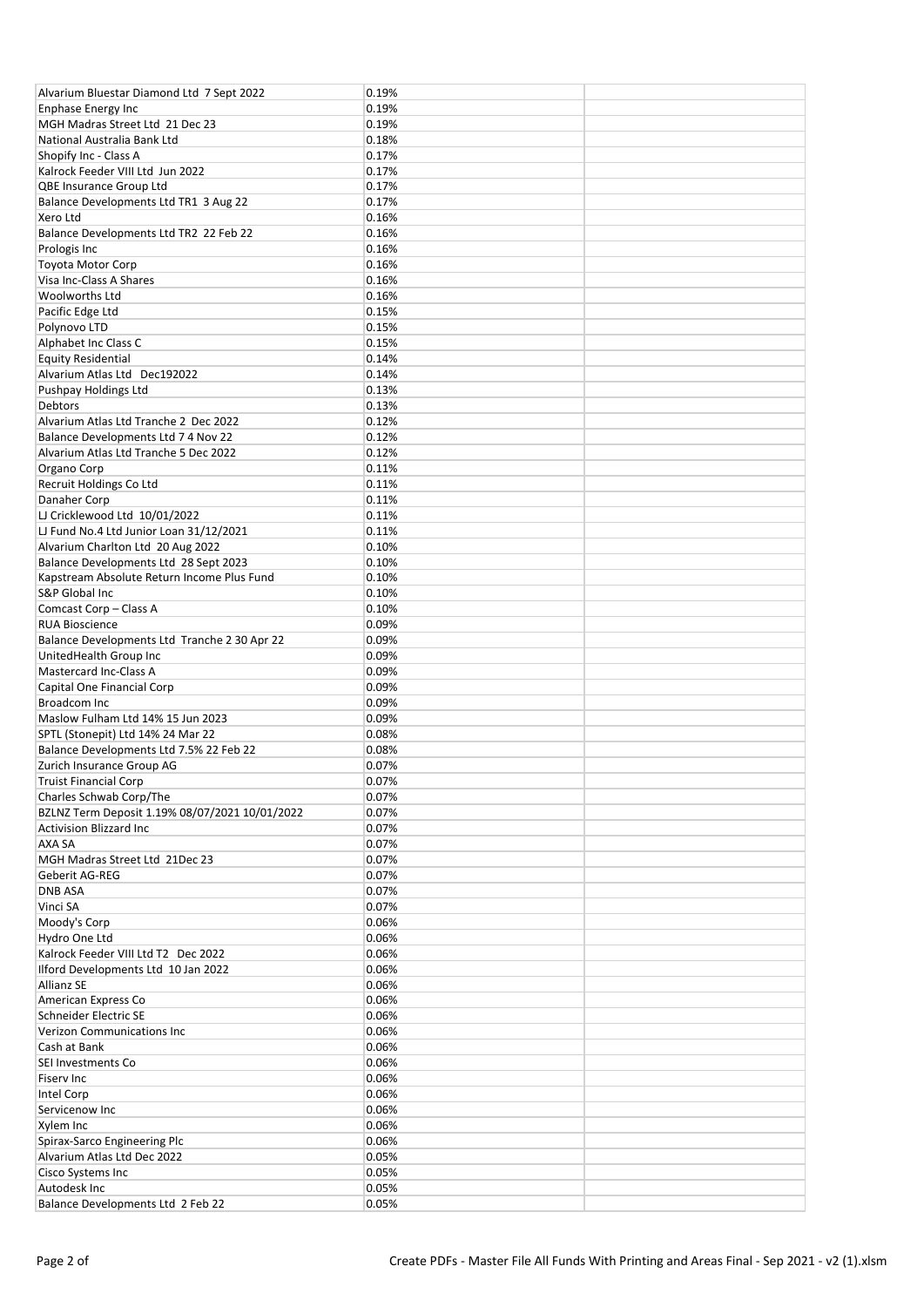| | | |
|---|---|---|
| Alvarium Bluestar Diamond Ltd 7 Sept 2022 | 0.19% | |
| Enphase Energy Inc | 0.19% | |
| MGH Madras Street Ltd 21 Dec 23 | 0.19% | |
| National Australia Bank Ltd | 0.18% | |
| Shopify Inc - Class A | 0.17% | |
| Kalrock Feeder VIII Ltd Jun 2022 | 0.17% | |
| QBE Insurance Group Ltd | 0.17% | |
| Balance Developments Ltd TR1 3 Aug 22 | 0.17% | |
| Xero Ltd | 0.16% | |
| Balance Developments Ltd TR2 22 Feb 22 | 0.16% | |
| Prologis Inc | 0.16% | |
| Toyota Motor Corp | 0.16% | |
| Visa Inc-Class A Shares | 0.16% | |
| Woolworths Ltd | 0.16% | |
| Pacific Edge Ltd | 0.15% | |
| Polynovo LTD | 0.15% | |
| Alphabet Inc Class C | 0.15% | |
| Equity Residential | 0.14% | |
| Alvarium Atlas Ltd Dec192022 | 0.14% | |
| Pushpay Holdings Ltd | 0.13% | |
| Debtors | 0.13% | |
| Alvarium Atlas Ltd Tranche 2 Dec 2022 | 0.12% | |
| Balance Developments Ltd 7 4 Nov 22 | 0.12% | |
| Alvarium Atlas Ltd Tranche 5 Dec 2022 | 0.12% | |
| Organo Corp | 0.11% | |
| Recruit Holdings Co Ltd | 0.11% | |
| Danaher Corp | 0.11% | |
| LJ Cricklewood Ltd 10/01/2022 | 0.11% | |
| LJ Fund No.4 Ltd Junior Loan 31/12/2021 | 0.11% | |
| Alvarium Charlton Ltd 20 Aug 2022 | 0.10% | |
| Balance Developments Ltd 28 Sept 2023 | 0.10% | |
| Kapstream Absolute Return Income Plus Fund | 0.10% | |
| S&P Global Inc | 0.10% | |
| Comcast Corp – Class A | 0.10% | |
| RUA Bioscience | 0.09% | |
| Balance Developments Ltd Tranche 2 30 Apr 22 | 0.09% | |
| UnitedHealth Group Inc | 0.09% | |
| Mastercard Inc-Class A | 0.09% | |
| Capital One Financial Corp | 0.09% | |
| Broadcom Inc | 0.09% | |
| Maslow Fulham Ltd 14% 15 Jun 2023 | 0.09% | |
| SPTL (Stonepit) Ltd 14% 24 Mar 22 | 0.08% | |
| Balance Developments Ltd 7.5% 22 Feb 22 | 0.08% | |
| Zurich Insurance Group AG | 0.07% | |
| Truist Financial Corp | 0.07% | |
| Charles Schwab Corp/The | 0.07% | |
| BZLNZ Term Deposit 1.19% 08/07/2021 10/01/2022 | 0.07% | |
| Activision Blizzard Inc | 0.07% | |
| AXA SA | 0.07% | |
| MGH Madras Street Ltd 21Dec 23 | 0.07% | |
| Geberit AG-REG | 0.07% | |
| DNB ASA | 0.07% | |
| Vinci SA | 0.07% | |
| Moody's Corp | 0.06% | |
| Hydro One Ltd | 0.06% | |
| Kalrock Feeder VIII Ltd T2 Dec 2022 | 0.06% | |
| Ilford Developments Ltd 10 Jan 2022 | 0.06% | |
| Allianz SE | 0.06% | |
| American Express Co | 0.06% | |
| Schneider Electric SE | 0.06% | |
| Verizon Communications Inc | 0.06% | |
| Cash at Bank | 0.06% | |
| SEI Investments Co | 0.06% | |
| Fiserv Inc | 0.06% | |
| Intel Corp | 0.06% | |
| Servicenow Inc | 0.06% | |
| Xylem Inc | 0.06% | |
| Spirax-Sarco Engineering Plc | 0.06% | |
| Alvarium Atlas Ltd Dec 2022 | 0.05% | |
| Cisco Systems Inc | 0.05% | |
| Autodesk Inc | 0.05% | |
| Balance Developments Ltd 2 Feb 22 | 0.05% | |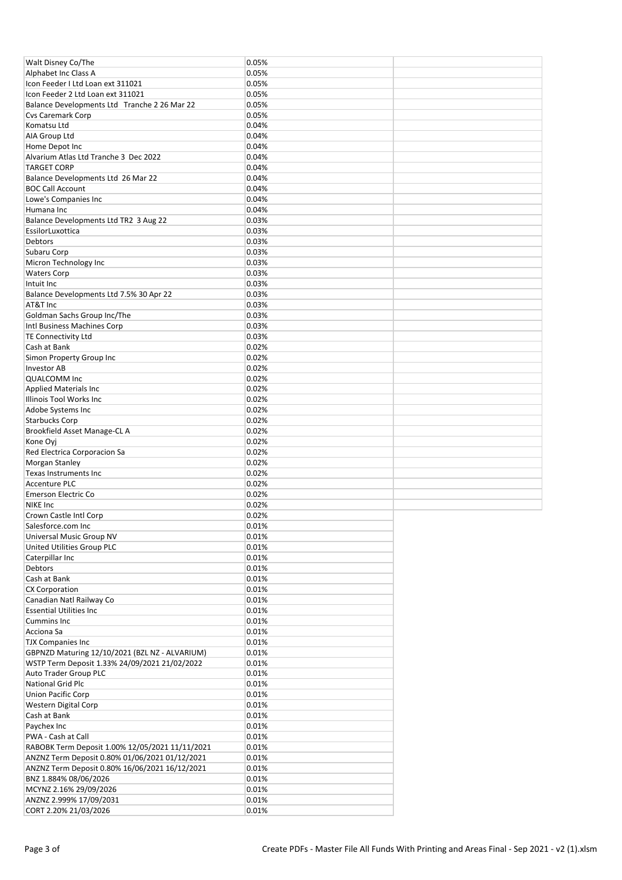| | | |
|---|---|---|
| Walt Disney Co/The | 0.05% | |
| Alphabet Inc Class A | 0.05% | |
| Icon Feeder I Ltd Loan ext 311021 | 0.05% | |
| Icon Feeder 2 Ltd Loan ext 311021 | 0.05% | |
| Balance Developments Ltd Tranche 2 26 Mar 22 | 0.05% | |
| Cvs Caremark Corp | 0.05% | |
| Komatsu Ltd | 0.04% | |
| AIA Group Ltd | 0.04% | |
| Home Depot Inc | 0.04% | |
| Alvarium Atlas Ltd Tranche 3 Dec 2022 | 0.04% | |
| TARGET CORP | 0.04% | |
| Balance Developments Ltd 26 Mar 22 | 0.04% | |
| BOC Call Account | 0.04% | |
| Lowe's Companies Inc | 0.04% | |
| Humana Inc | 0.04% | |
| Balance Developments Ltd TR2 3 Aug 22 | 0.03% | |
| EssilorLuxottica | 0.03% | |
| Debtors | 0.03% | |
| Subaru Corp | 0.03% | |
| Micron Technology Inc | 0.03% | |
| Waters Corp | 0.03% | |
| Intuit Inc | 0.03% | |
| Balance Developments Ltd 7.5% 30 Apr 22 | 0.03% | |
| AT&T Inc | 0.03% | |
| Goldman Sachs Group Inc/The | 0.03% | |
| Intl Business Machines Corp | 0.03% | |
| TE Connectivity Ltd | 0.03% | |
| Cash at Bank | 0.02% | |
| Simon Property Group Inc | 0.02% | |
| Investor AB | 0.02% | |
| QUALCOMM Inc | 0.02% | |
| Applied Materials Inc | 0.02% | |
| Illinois Tool Works Inc | 0.02% | |
| Adobe Systems Inc | 0.02% | |
| Starbucks Corp | 0.02% | |
| Brookfield Asset Manage-CL A | 0.02% | |
| Kone Oyj | 0.02% | |
| Red Electrica Corporacion Sa | 0.02% | |
| Morgan Stanley | 0.02% | |
| Texas Instruments Inc | 0.02% | |
| Accenture PLC | 0.02% | |
| Emerson Electric Co | 0.02% | |
| NIKE Inc | 0.02% | |
| Crown Castle Intl Corp | 0.02% | |
| Salesforce.com Inc | 0.01% | |
| Universal Music Group NV | 0.01% | |
| United Utilities Group PLC | 0.01% | |
| Caterpillar Inc | 0.01% | |
| Debtors | 0.01% | |
| Cash at Bank | 0.01% | |
| CX Corporation | 0.01% | |
| Canadian Natl Railway Co | 0.01% | |
| Essential Utilities Inc | 0.01% | |
| Cummins Inc | 0.01% | |
| Acciona Sa | 0.01% | |
| TJX Companies Inc | 0.01% | |
| GBPNZD Maturing 12/10/2021 (BZL NZ - ALVARIUM) | 0.01% | |
| WSTP Term Deposit 1.33% 24/09/2021 21/02/2022 | 0.01% | |
| Auto Trader Group PLC | 0.01% | |
| National Grid Plc | 0.01% | |
| Union Pacific Corp | 0.01% | |
| Western Digital Corp | 0.01% | |
| Cash at Bank | 0.01% | |
| Paychex Inc | 0.01% | |
| PWA - Cash at Call | 0.01% | |
| RABOBK Term Deposit 1.00% 12/05/2021 11/11/2021 | 0.01% | |
| ANZNZ Term Deposit 0.80% 01/06/2021 01/12/2021 | 0.01% | |
| ANZNZ Term Deposit 0.80% 16/06/2021 16/12/2021 | 0.01% | |
| BNZ 1.884% 08/06/2026 | 0.01% | |
| MCYNZ 2.16% 29/09/2026 | 0.01% | |
| ANZNZ 2.999% 17/09/2031 | 0.01% | |
| CORT 2.20% 21/03/2026 | 0.01% | |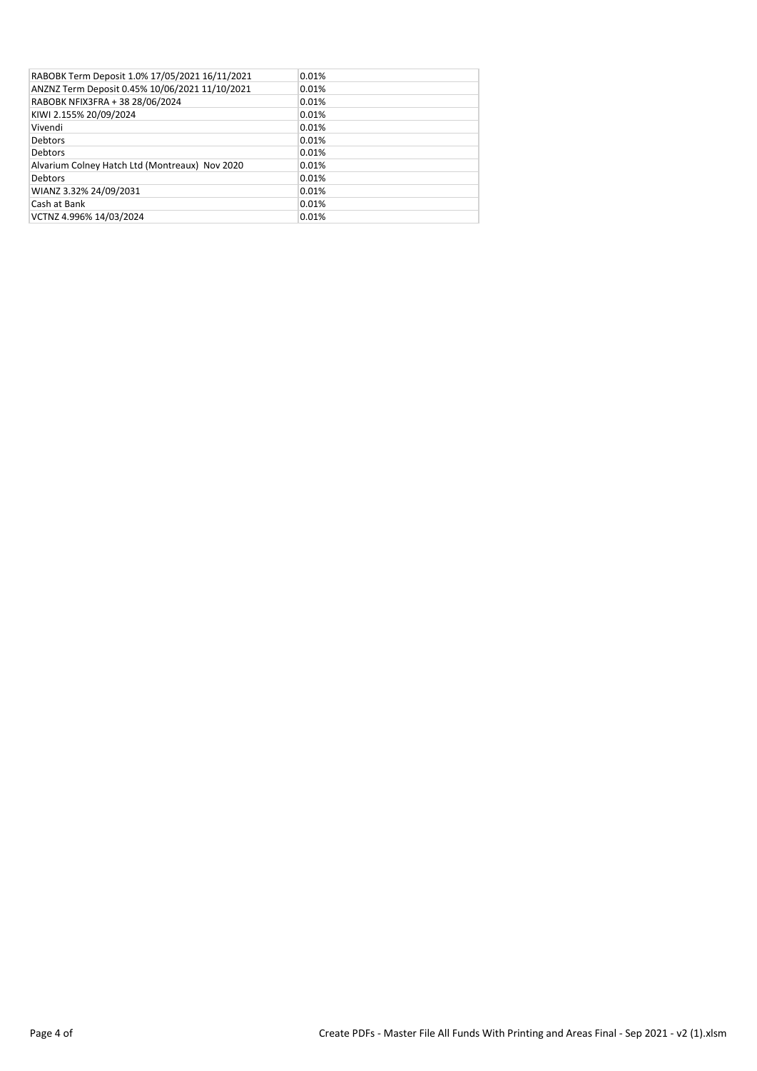| | |
|---|---|
| RABOBK Term Deposit 1.0% 17/05/2021 16/11/2021 | 0.01% |
| ANZNZ Term Deposit 0.45% 10/06/2021 11/10/2021 | 0.01% |
| RABOBK NFIX3FRA + 38 28/06/2024 | 0.01% |
| KIWI 2.155% 20/09/2024 | 0.01% |
| Vivendi | 0.01% |
| Debtors | 0.01% |
| Debtors | 0.01% |
| Alvarium Colney Hatch Ltd (Montreaux) Nov 2020 | 0.01% |
| Debtors | 0.01% |
| WIANZ 3.32% 24/09/2031 | 0.01% |
| Cash at Bank | 0.01% |
| VCTNZ 4.996% 14/03/2024 | 0.01% |